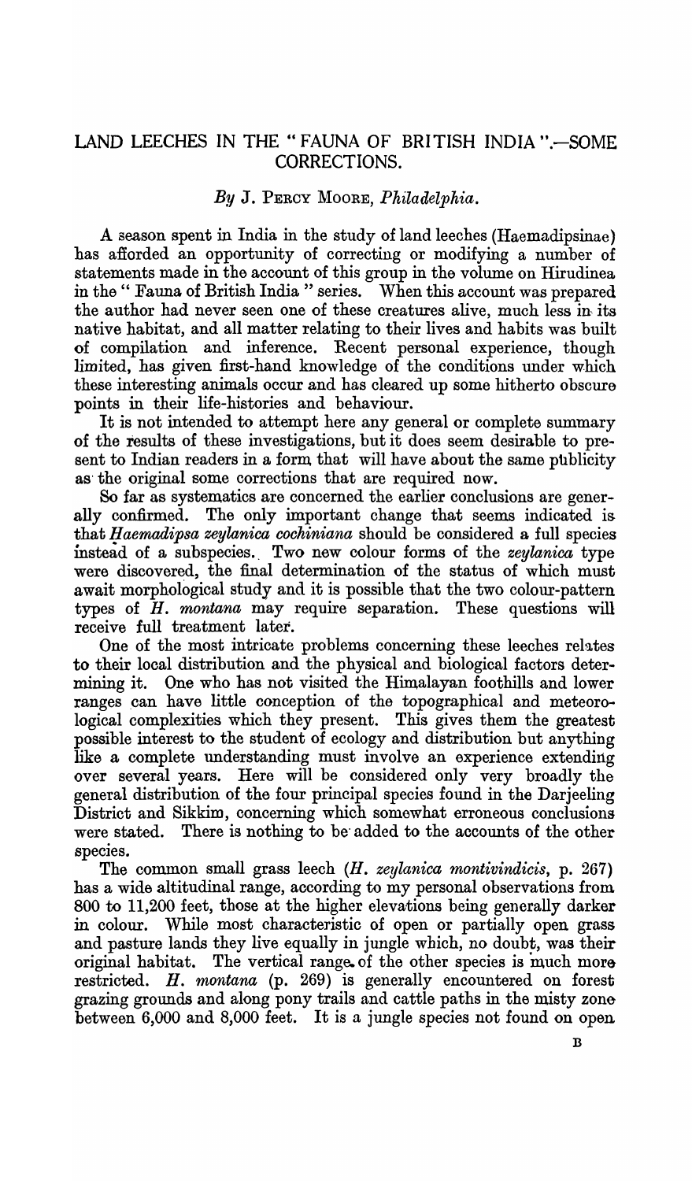# LAND LEECHES IN THE "FAUNA OF BRITISH INDIA".—SOME CORRECTIONS.

*By* J. PERCY MOORE, *Philadelphia.*

A season spent in India in the study of land leeches (Haemadipsinae) has afforded an opportunity of correcting or modifying a number of statements made in the account of this group in the volume on Hirudinea in the "Fauna of British India" series. When this account was prepared the author had never seen one of these creatures alive, much less in its native habitat, and all matter relating to their lives and habits was built of compilation and inference. Recent personal experience, though limited, has given first-hand knowledge of the conditions under which these interesting animals occur and has cleared up some hitherto obscure points in their life-histories and behaviour.

It is not intended to attempt here any general or complete summary of the results of these investigations, but it does seem desirable to present to Indian readers in a form that will have about the same publicity as the original some corrections that are required now.

So far as systematics are concerned the earlier conclusions are generally confirmed. The only important change that seems indicated is that *Haemadipsa zeylanica cochiniana* should be considered a full species instead of a subspecies. Two new colour forms of the *zeylanica* type were discovered, the final determination of the status of which must await morphological study and it is possible that the two colour-pattern types of *H. montana* may require separation. These questions will receive full treatment later.

One of the most intricate problems concerning these leeches relates to their local distribution and the physical and biological factors determining it. One who has not visited the Himalayan foothills and lower ranges can have little conception of the topographical and meteorological complexities which they present. This gives them the greatest possible interest to the student of ecology and distribution but anything like a complete understanding must involve an experience extending over several years. Here will be considered only very broadly the general distribution of the four principal species found in the Darjeeling District and Sikkim, concerning which somewhat erroneous conclusions were stated. There is nothing to be added to the accounts of the other species.

The common small grass leech (*H. zeylanica montivindicis*, p. 267) has a wide altitudinal range, according to my personal observations from 800 to 11,200 feet, those at the higher elevations being generally darker in colour. While most characteristic of open or partially open grass and pasture lands they live equally in jungle which, no doubt, was their original habitat. The vertical range of the other species is much more restricted. *H. montana* (p. 269) is generally encountered on forest grazing grounds and along pony trails and cattle paths in the misty zone between 6,000 and 8,000 feet. It is a jungle species not found on open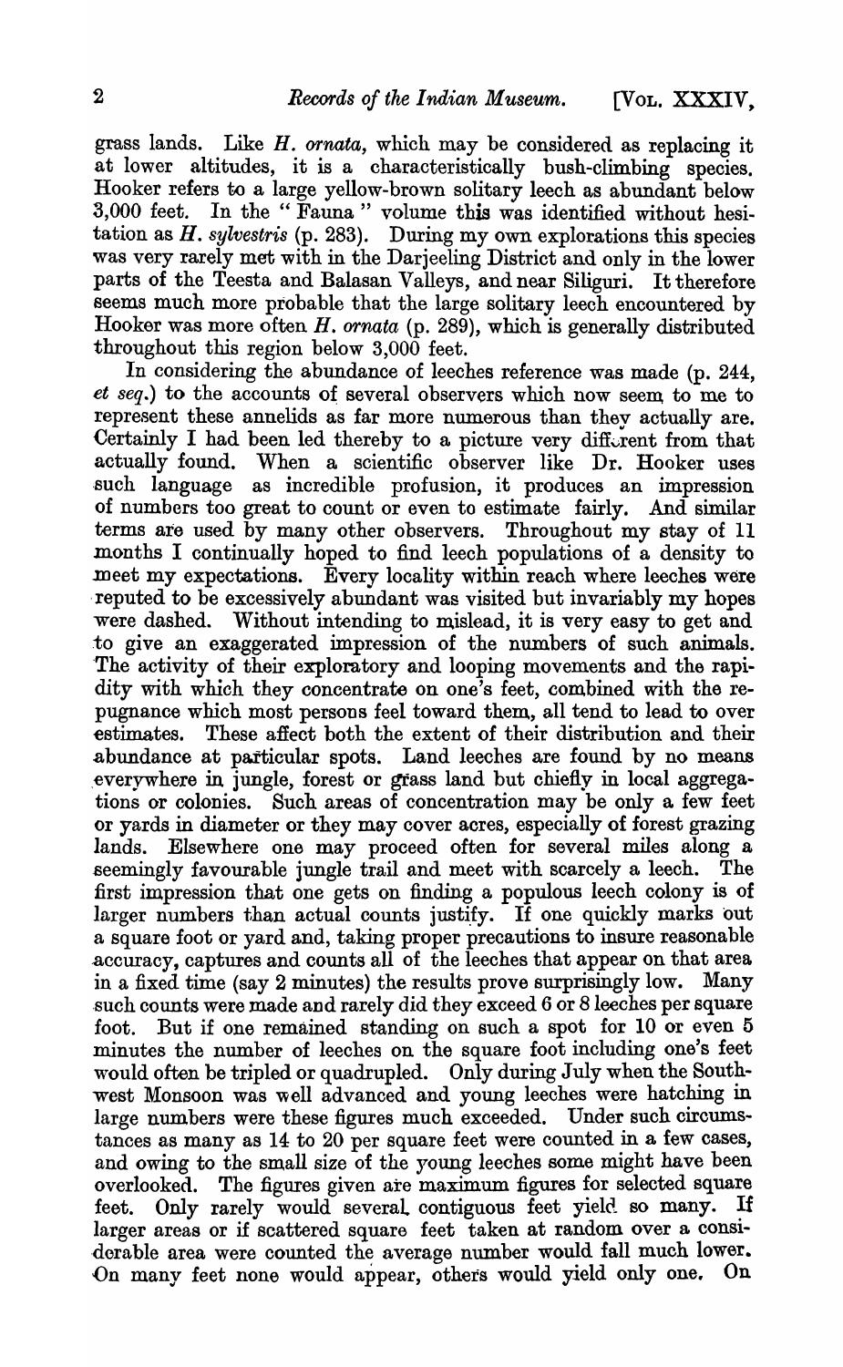grass lands. Like *H. ornata*, which may be considered as replacing it at lower altitudes, it is a characteristically bush-climbing species. Hooker refers to a large yellow-brown solitary leech as abundant below 3,000 feet. In the "Fauna" volume this was identified without hesitation as *H. sylvestris* (p. 283). During my own explorations this species was very rarely met with in the Darjeeling District and only in the lower parts of the Teesta and Balasan Valleys, and near Siliguri. It therefore seems much more probable that the large solitary leech encountered by Hooker was more often *H. ornata* (p. 289), which is generally distributed throughout this region below 3,000 feet.

In considering the abundance of leeches reference was made (p. 244, *et seq.*) to the accounts of several observers which now seem to me to represent these annelids as far more numerous than they actually are. Certainly I had been led thereby to a picture very different from that actually found. When a scientific observer like Dr. Hooker uses such language as incredible profusion, it produces an impression of numbers too great to count or even to estimate fairly. And similar terms are used by many other observers. Throughout my stay of 11 months I continually hoped to find leech populations of a density to meet my expectations. Every locality within reach where leeches were reputed to be excessively abundant was visited but invariably my hopes were dashed. Without intending to mislead, it is very easy to get and to give an exaggerated impression of the numbers of such animals. The activity of their exploratory and looping movements and the rapidity with which they concentrate on one's feet, combined with the repugnance which most persons feel toward them, all tend to lead to over estimates. These affect both the extent of their distribution and their abundance at particular spots. Land leeches are found by no means everywhere in jungle, forest or grass land but chiefly in local aggregations or colonies. Such areas of concentration may be only a few feet or yards in diameter or they may cover acres, especially of forest grazing lands. Elsewhere one may proceed often for several miles along a seemingly favourable jungle trail and meet with scarcely a leech. The first impression that one gets on finding a populous leech colony is of larger numbers than actual counts justify. If one quickly marks out a square foot or yard and, taking proper precautions to insure reasonable accuracy, captures and counts all of the leeches that appear on that area in a fixed time (say 2 minutes) the results prove surprisingly low. Many such counts were made and rarely did they exceed 6 or 8 leeches per square foot. But if one remained standing on such a spot for 10 or even 5 minutes the number of leeches on the square foot including one's feet would often be tripled or quadrupled. Only during July when the South-west Monsoon was well advanced and young leeches were hatching in large numbers were these figures much exceeded. Under such circumstances as many as 14 to 20 per square feet were counted in a few cases, and owing to the small size of the young leeches some might have been overlooked. The figures given are maximum figures for selected square feet. Only rarely would several contiguous feet yield so many. If larger areas or if scattered square feet taken at random over a considerable area were counted the average number would fall much lower. On many feet none would appear, others would yield only one. On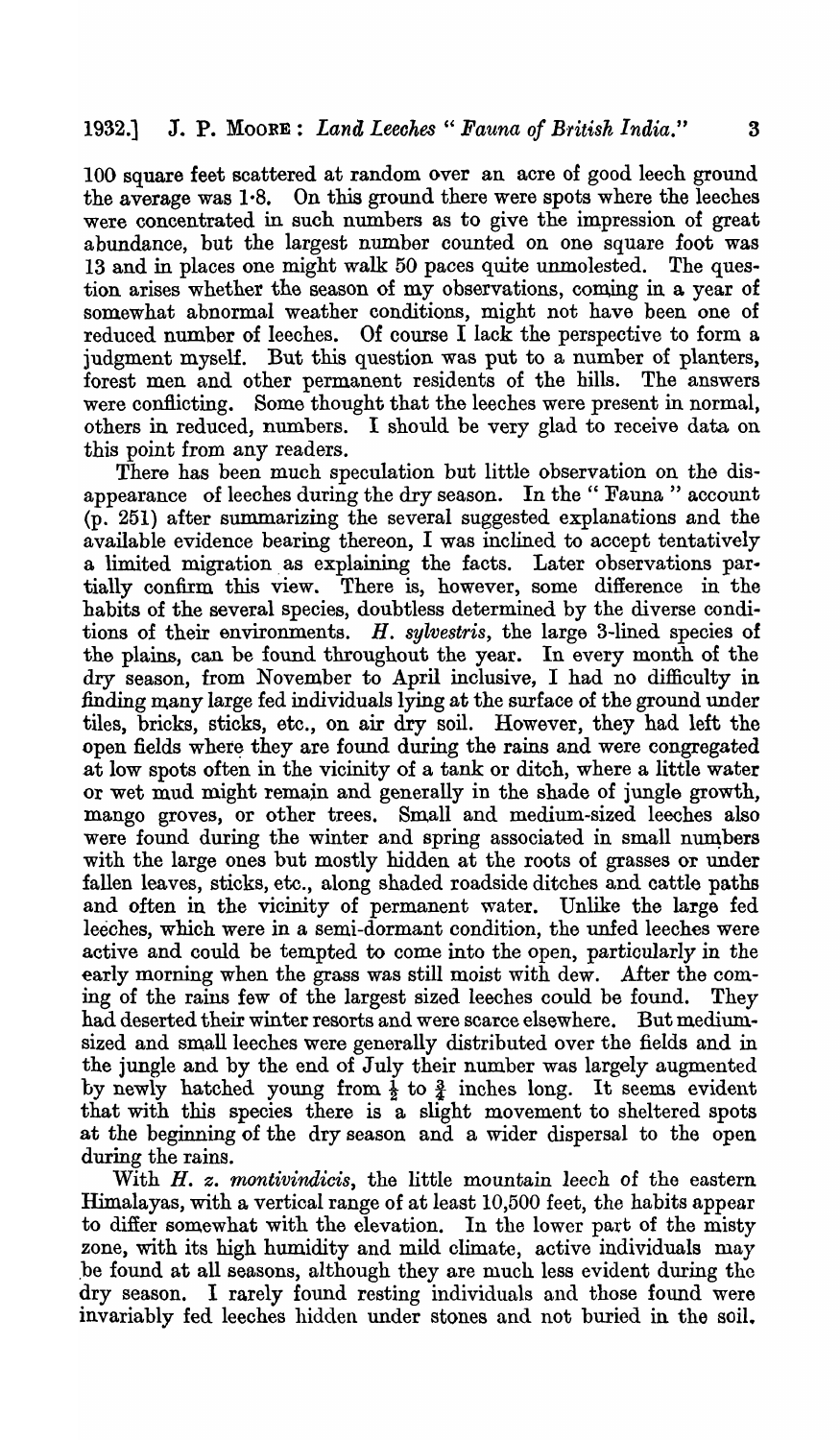100 square feet scattered at random over an acre of good leech ground the average was 1·8. On this ground there were spots where the leeches were concentrated in such numbers as to give the impression of great abundance, but the largest number counted on one square foot was 13 and in places one might walk 50 paces quite unmolested. The question arises whether the season of my observations, coming in a year of somewhat abnormal weather conditions, might not have been one of reduced number of leeches. Of course I lack the perspective to form a judgment myself. But this question was put to a number of planters, forest men and other permanent residents of the hills. The answers were conflicting. Some thought that the leeches were present in normal, others in reduced, numbers. I should be very glad to receive data on this point from any readers.

There has been much speculation but little observation on the disappearance of leeches during the dry season. In the "Fauna" account (p. 251) after summarizing the several suggested explanations and the available evidence bearing thereon, I was inclined to accept tentatively a limited migration as explaining the facts. Later observations partially confirm this view. There is, however, some difference in the habits of the several species, doubtless determined by the diverse conditions of their environments. *H. sylvestris*, the large 3-lined species of the plains, can be found throughout the year. In every month of the dry season, from November to April inclusive, I had no difficulty in finding many large fed individuals lying at the surface of the ground under tiles, bricks, sticks, etc., on air dry soil. However, they had left the open fields where they are found during the rains and were congregated at low spots often in the vicinity of a tank or ditch, where a little water or wet mud might remain and generally in the shade of jungle growth, mango groves, or other trees. Small and medium-sized leeches also were found during the winter and spring associated in small numbers with the large ones but mostly hidden at the roots of grasses or under fallen leaves, sticks, etc., along shaded roadside ditches and cattle paths and often in the vicinity of permanent water. Unlike the large fed leeches, which were in a semi-dormant condition, the unfed leeches were active and could be tempted to come into the open, particularly in the early morning when the grass was still moist with dew. After the coming of the rains few of the largest sized leeches could be found. They had deserted their winter resorts and were scarce elsewhere. But medium-sized and small leeches were generally distributed over the fields and in the jungle and by the end of July their number was largely augmented by newly hatched young from ½ to ¾ inches long. It seems evident that with this species there is a slight movement to sheltered spots at the beginning of the dry season and a wider dispersal to the open during the rains.

With *H. z. montivindicis*, the little mountain leech of the eastern Himalayas, with a vertical range of at least 10,500 feet, the habits appear to differ somewhat with the elevation. In the lower part of the misty zone, with its high humidity and mild climate, active individuals may be found at all seasons, although they are much less evident during the dry season. I rarely found resting individuals and those found were invariably fed leeches hidden under stones and not buried in the soil.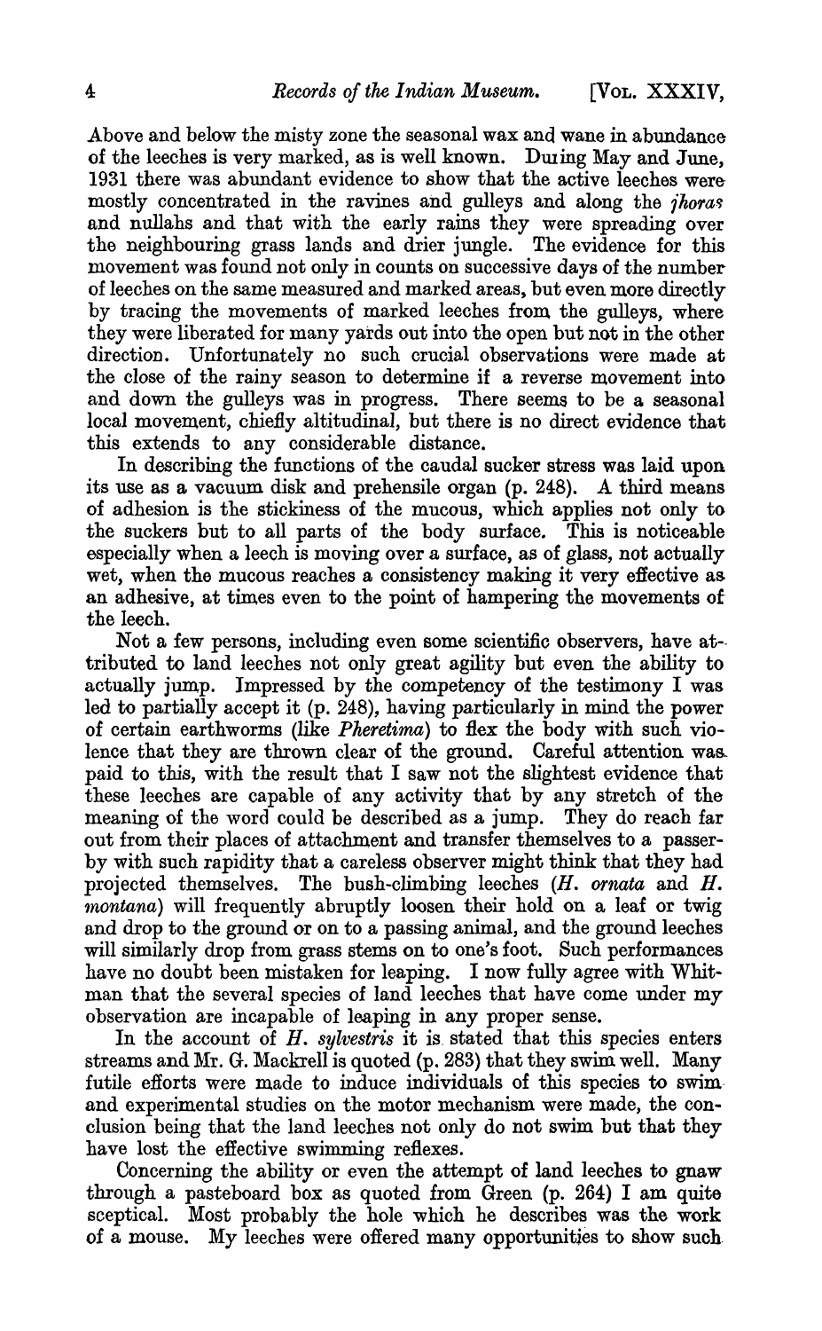Above and below the misty zone the seasonal wax and wane in abundance of the leeches is very marked, as is well known. During May and June, 1931 there was abundant evidence to show that the active leeches were mostly concentrated in the ravines and gulleys and along the *jhoras* and nullahs and that with the early rains they were spreading over the neighbouring grass lands and drier jungle. The evidence for this movement was found not only in counts on successive days of the number of leeches on the same measured and marked areas, but even more directly by tracing the movements of marked leeches from the gulleys, where they were liberated for many yards out into the open but not in the other direction. Unfortunately no such crucial observations were made at the close of the rainy season to determine if a reverse movement into and down the gulleys was in progress. There seems to be a seasonal local movement, chiefly altitudinal, but there is no direct evidence that this extends to any considerable distance.

In describing the functions of the caudal sucker stress was laid upon its use as a vacuum disk and prehensile organ (p. 248). A third means of adhesion is the stickiness of the mucous, which applies not only to the suckers but to all parts of the body surface. This is noticeable especially when a leech is moving over a surface, as of glass, not actually wet, when the mucous reaches a consistency making it very effective as an adhesive, at times even to the point of hampering the movements of the leech.

Not a few persons, including even some scientific observers, have attributed to land leeches not only great agility but even the ability to actually jump. Impressed by the competency of the testimony I was led to partially accept it (p. 248), having particularly in mind the power of certain earthworms (like *Pheretima*) to flex the body with such violence that they are thrown clear of the ground. Careful attention was paid to this, with the result that I saw not the slightest evidence that these leeches are capable of any activity that by any stretch of the meaning of the word could be described as a jump. They do reach far out from their places of attachment and transfer themselves to a passer-by with such rapidity that a careless observer might think that they had projected themselves. The bush-climbing leeches (*H. ornata* and *H. montana*) will frequently abruptly loosen their hold on a leaf or twig and drop to the ground or on to a passing animal, and the ground leeches will similarly drop from grass stems on to one's foot. Such performances have no doubt been mistaken for leaping. I now fully agree with Whitman that the several species of land leeches that have come under my observation are incapable of leaping in any proper sense.

In the account of *H. sylvestris* it is stated that this species enters streams and Mr. G. Mackrell is quoted (p. 283) that they swim well. Many futile efforts were made to induce individuals of this species to swim and experimental studies on the motor mechanism were made, the conclusion being that the land leeches not only do not swim but that they have lost the effective swimming reflexes.

Concerning the ability or even the attempt of land leeches to gnaw through a pasteboard box as quoted from Green (p. 264) I am quite sceptical. Most probably the hole which he describes was the work of a mouse. My leeches were offered many opportunities to show such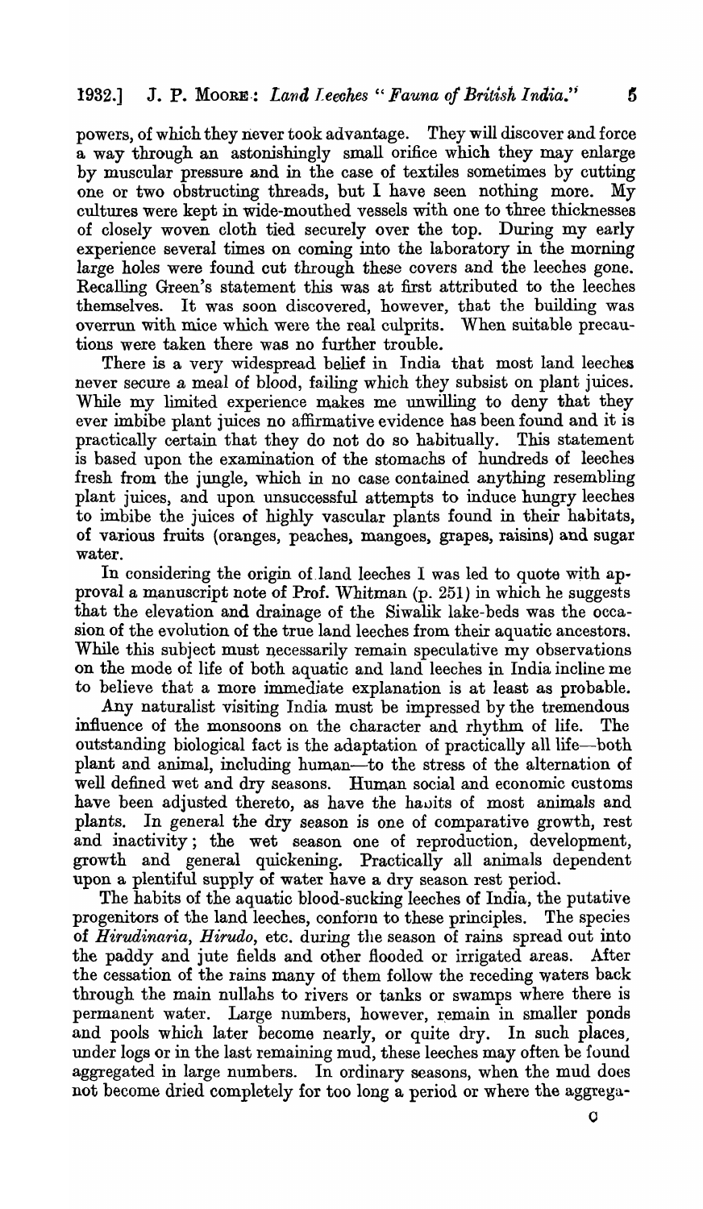powers, of which they never took advantage. They will discover and force a way through an astonishingly small orifice which they may enlarge by muscular pressure and in the case of textiles sometimes by cutting one or two obstructing threads, but I have seen nothing more. My cultures were kept in wide-mouthed vessels with one to three thicknesses of closely woven cloth tied securely over the top. During my early experience several times on coming into the laboratory in the morning large holes were found cut through these covers and the leeches gone. Recalling Green's statement this was at first attributed to the leeches themselves. It was soon discovered, however, that the building was overrun with mice which were the real culprits. When suitable precautions were taken there was no further trouble.

There is a very widespread belief in India that most land leeches never secure a meal of blood, failing which they subsist on plant juices. While my limited experience makes me unwilling to deny that they ever imbibe plant juices no affirmative evidence has been found and it is practically certain that they do not do so habitually. This statement is based upon the examination of the stomachs of hundreds of leeches fresh from the jungle, which in no case contained anything resembling plant juices, and upon unsuccessful attempts to induce hungry leeches to imbibe the juices of highly vascular plants found in their habitats, of various fruits (oranges, peaches, mangoes, grapes, raisins) and sugar water.

In considering the origin of land leeches I was led to quote with approval a manuscript note of Prof. Whitman (p. 251) in which he suggests that the elevation and drainage of the Siwalik lake-beds was the occasion of the evolution of the true land leeches from their aquatic ancestors. While this subject must necessarily remain speculative my observations on the mode of life of both aquatic and land leeches in India incline me to believe that a more immediate explanation is at least as probable.

Any naturalist visiting India must be impressed by the tremendous influence of the monsoons on the character and rhythm of life. The outstanding biological fact is the adaptation of practically all life—both plant and animal, including human—to the stress of the alternation of well defined wet and dry seasons. Human social and economic customs have been adjusted thereto, as have the habits of most animals and plants. In general the dry season is one of comparative growth, rest and inactivity; the wet season one of reproduction, development, growth and general quickening. Practically all animals dependent upon a plentiful supply of water have a dry season rest period.

The habits of the aquatic blood-sucking leeches of India, the putative progenitors of the land leeches, conform to these principles. The species of *Hirudinaria*, *Hirudo*, etc. during the season of rains spread out into the paddy and jute fields and other flooded or irrigated areas. After the cessation of the rains many of them follow the receding waters back through the main nullahs to rivers or tanks or swamps where there is permanent water. Large numbers, however, remain in smaller ponds and pools which later become nearly, or quite dry. In such places, under logs or in the last remaining mud, these leeches may often be found aggregated in large numbers. In ordinary seasons, when the mud does not become dried completely for too long a period or where the aggrega-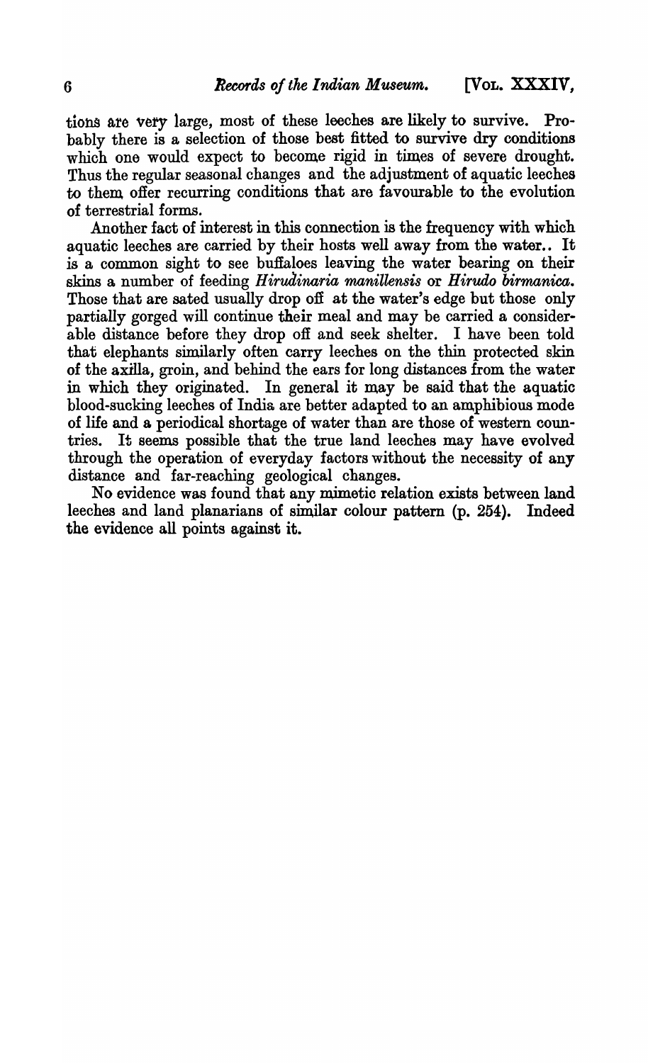tions are very large, most of these leeches are likely to survive. Probably there is a selection of those best fitted to survive dry conditions which one would expect to become rigid in times of severe drought. Thus the regular seasonal changes and the adjustment of aquatic leeches to them offer recurring conditions that are favourable to the evolution of terrestrial forms.

Another fact of interest in this connection is the frequency with which aquatic leeches are carried by their hosts well away from the water.. It is a common sight to see buffaloes leaving the water bearing on their skins a number of feeding *Hirudinaria manillensis* or *Hirudo birmanica*. Those that are sated usually drop off at the water's edge but those only partially gorged will continue their meal and may be carried a considerable distance before they drop off and seek shelter. I have been told that elephants similarly often carry leeches on the thin protected skin of the axilla, groin, and behind the ears for long distances from the water in which they originated. In general it may be said that the aquatic blood-sucking leeches of India are better adapted to an amphibious mode of life and a periodical shortage of water than are those of western countries. It seems possible that the true land leeches may have evolved through the operation of everyday factors without the necessity of any distance and far-reaching geological changes.

No evidence was found that any mimetic relation exists between land leeches and land planarians of similar colour pattern (p. 254). Indeed the evidence all points against it.